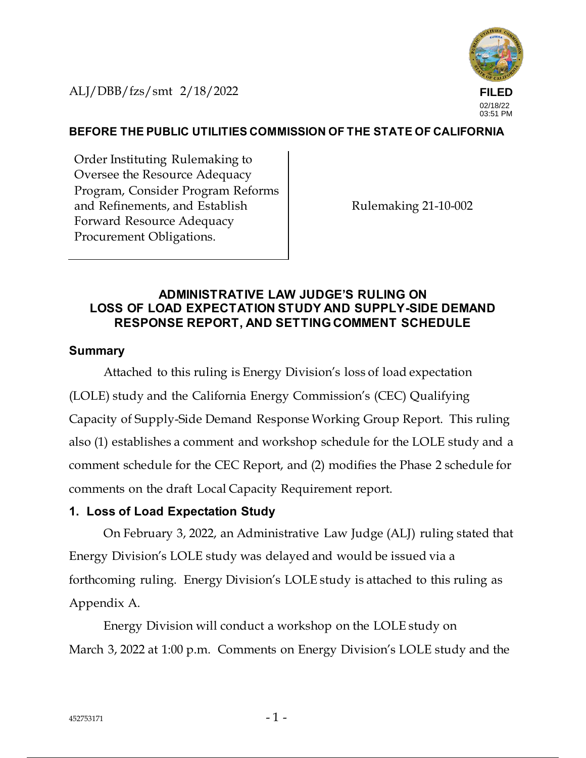ALJ/DBB/fzs/smt 2/18/2022

**FILED**
02/18/22
03:51 PM

**BEFORE THE PUBLIC UTILITIES COMMISSION OF THE STATE OF CALIFORNIA**

| | |
|---|---|
| Order Instituting Rulemaking to Oversee the Resource Adequacy Program, Consider Program Reforms and Refinements, and Establish Forward Resource Adequacy Procurement Obligations. | Rulemaking 21-10-002 |

## ADMINISTRATIVE LAW JUDGE'S RULING ON LOSS OF LOAD EXPECTATION STUDY AND SUPPLY-SIDE DEMAND RESPONSE REPORT, AND SETTING COMMENT SCHEDULE

### Summary

Attached to this ruling is Energy Division's loss of load expectation (LOLE) study and the California Energy Commission's (CEC) Qualifying Capacity of Supply-Side Demand Response Working Group Report. This ruling also (1) establishes a comment and workshop schedule for the LOLE study and a comment schedule for the CEC Report, and (2) modifies the Phase 2 schedule for comments on the draft Local Capacity Requirement report.

### 1. Loss of Load Expectation Study

On February 3, 2022, an Administrative Law Judge (ALJ) ruling stated that Energy Division's LOLE study was delayed and would be issued via a forthcoming ruling. Energy Division's LOLE study is attached to this ruling as Appendix A.

Energy Division will conduct a workshop on the LOLE study on March 3, 2022 at 1:00 p.m. Comments on Energy Division's LOLE study and the

452753171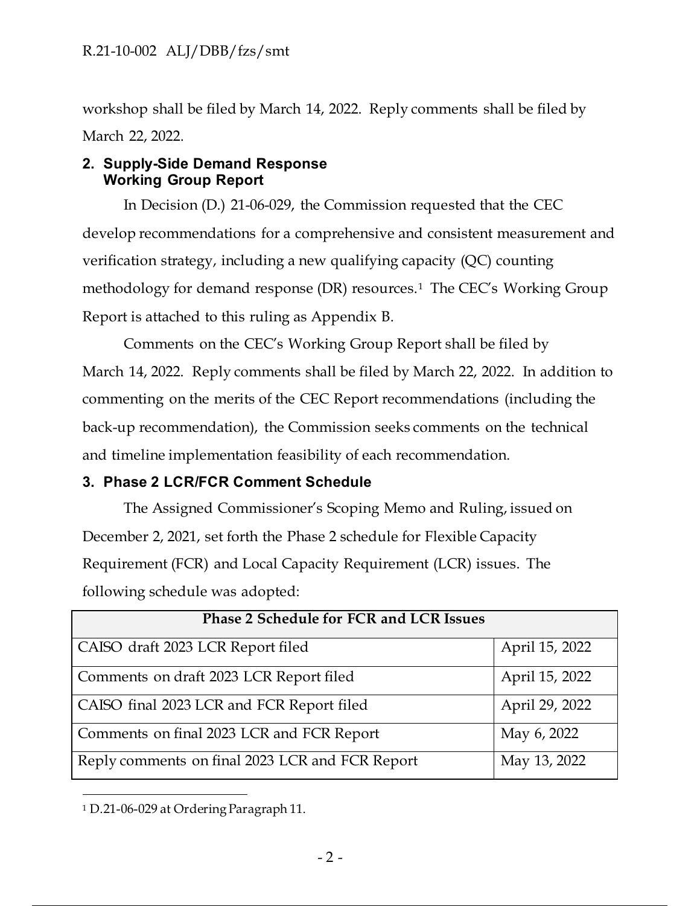workshop shall be filed by March 14, 2022. Reply comments shall be filed by March 22, 2022.

### 2. Supply-Side Demand Response Working Group Report

In Decision (D.) 21-06-029, the Commission requested that the CEC develop recommendations for a comprehensive and consistent measurement and verification strategy, including a new qualifying capacity (QC) counting methodology for demand response (DR) resources.[1] The CEC's Working Group Report is attached to this ruling as Appendix B.

Comments on the CEC's Working Group Report shall be filed by March 14, 2022. Reply comments shall be filed by March 22, 2022. In addition to commenting on the merits of the CEC Report recommendations (including the back-up recommendation), the Commission seeks comments on the technical and timeline implementation feasibility of each recommendation.

### 3. Phase 2 LCR/FCR Comment Schedule

The Assigned Commissioner's Scoping Memo and Ruling, issued on December 2, 2021, set forth the Phase 2 schedule for Flexible Capacity Requirement (FCR) and Local Capacity Requirement (LCR) issues. The following schedule was adopted:

| Phase 2 Schedule for FCR and LCR Issues | |
|---|---|
| CAISO draft 2023 LCR Report filed | April 15, 2022 |
| Comments on draft 2023 LCR Report filed | April 15, 2022 |
| CAISO final 2023 LCR and FCR Report filed | April 29, 2022 |
| Comments on final 2023 LCR and FCR Report | May 6, 2022 |
| Reply comments on final 2023 LCR and FCR Report | May 13, 2022 |

[1] D.21-06-029 at Ordering Paragraph 11.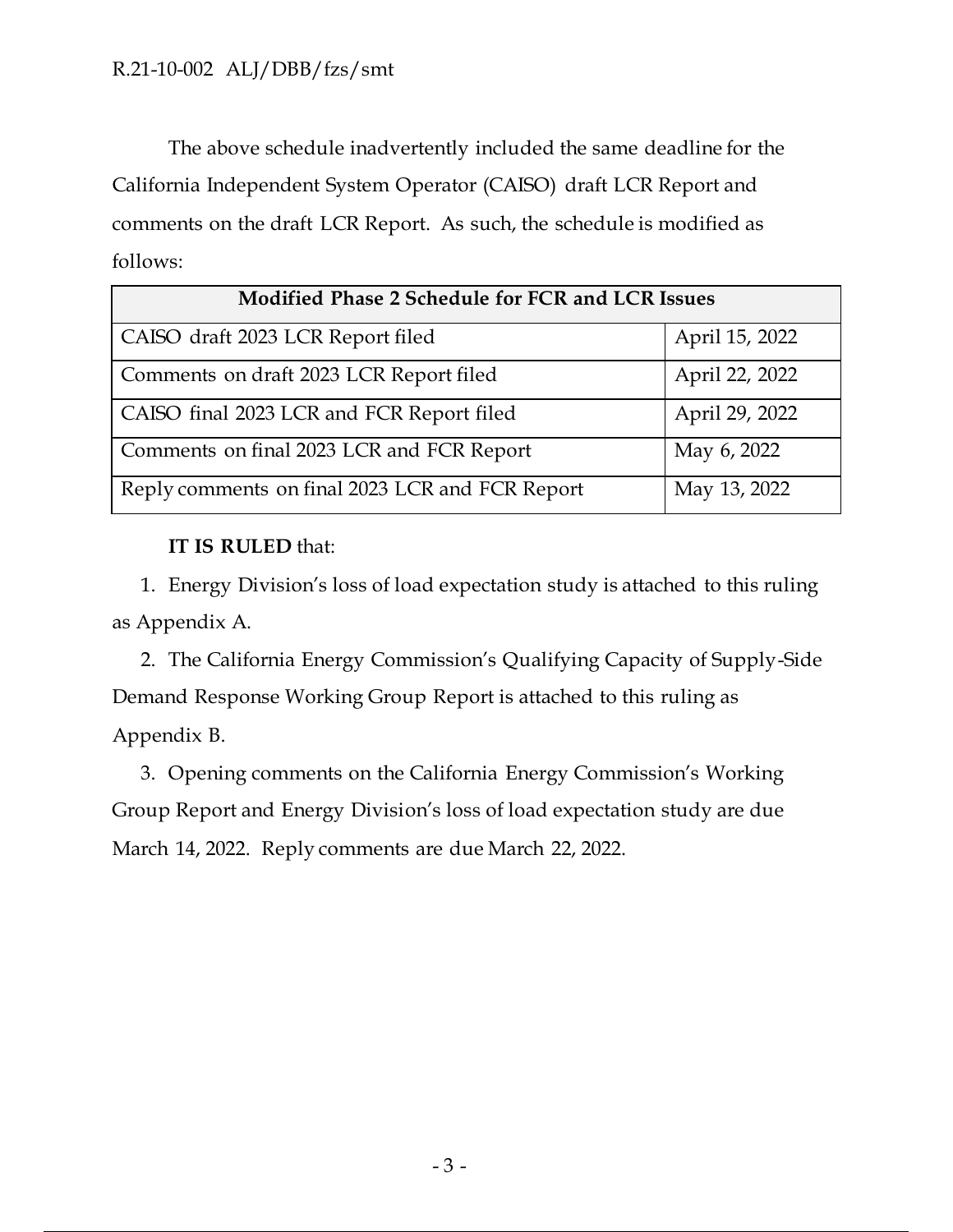The above schedule inadvertently included the same deadline for the California Independent System Operator (CAISO) draft LCR Report and comments on the draft LCR Report. As such, the schedule is modified as follows:

| Modified Phase 2 Schedule for FCR and LCR Issues | |
|---|---|
| CAISO draft 2023 LCR Report filed | April 15, 2022 |
| Comments on draft 2023 LCR Report filed | April 22, 2022 |
| CAISO final 2023 LCR and FCR Report filed | April 29, 2022 |
| Comments on final 2023 LCR and FCR Report | May 6, 2022 |
| Reply comments on final 2023 LCR and FCR Report | May 13, 2022 |

**IT IS RULED** that:

1. Energy Division's loss of load expectation study is attached to this ruling as Appendix A.
2. The California Energy Commission's Qualifying Capacity of Supply-Side Demand Response Working Group Report is attached to this ruling as Appendix B.
3. Opening comments on the California Energy Commission's Working Group Report and Energy Division's loss of load expectation study are due March 14, 2022. Reply comments are due March 22, 2022.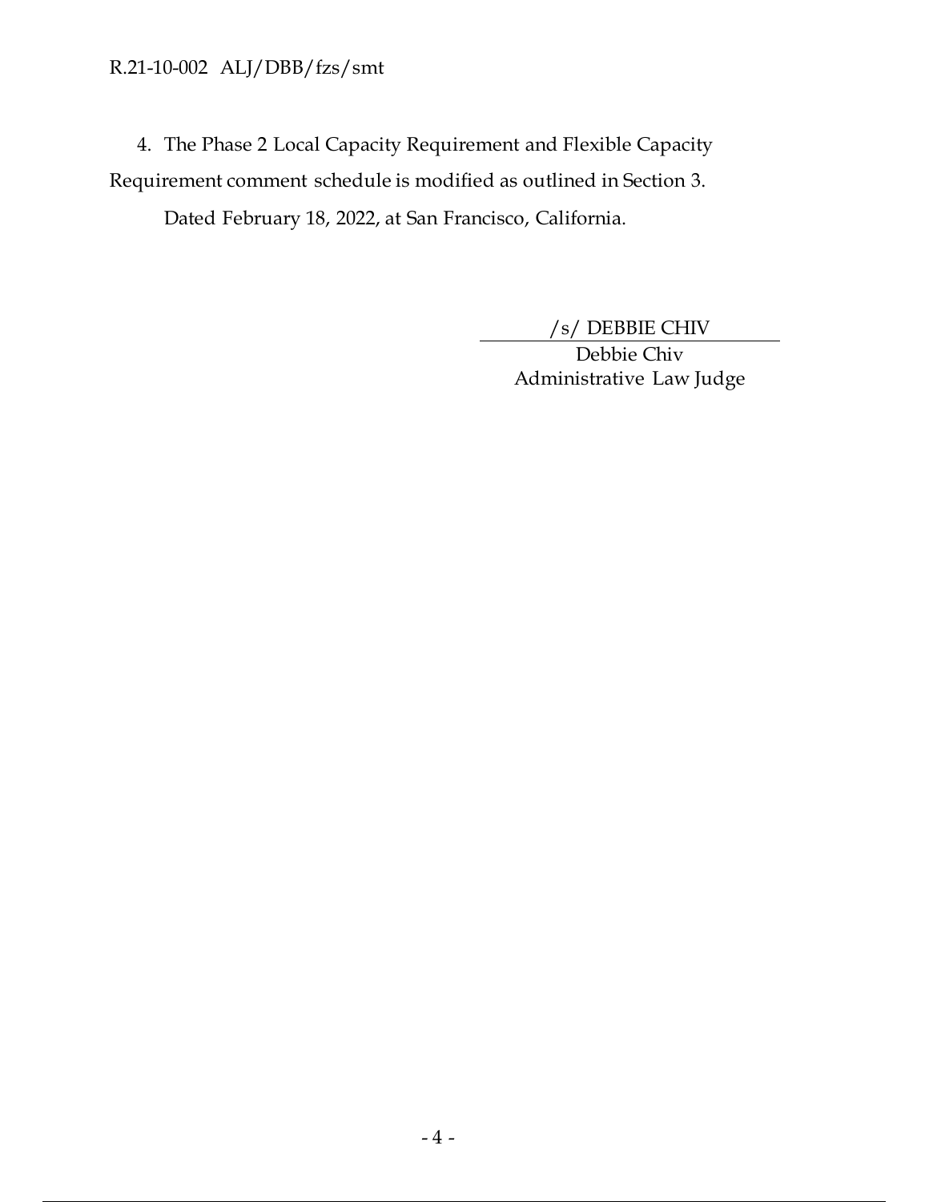4. The Phase 2 Local Capacity Requirement and Flexible Capacity Requirement comment schedule is modified as outlined in Section 3.

Dated February 18, 2022, at San Francisco, California.

/s/ DEBBIE CHIV

Debbie Chiv
Administrative Law Judge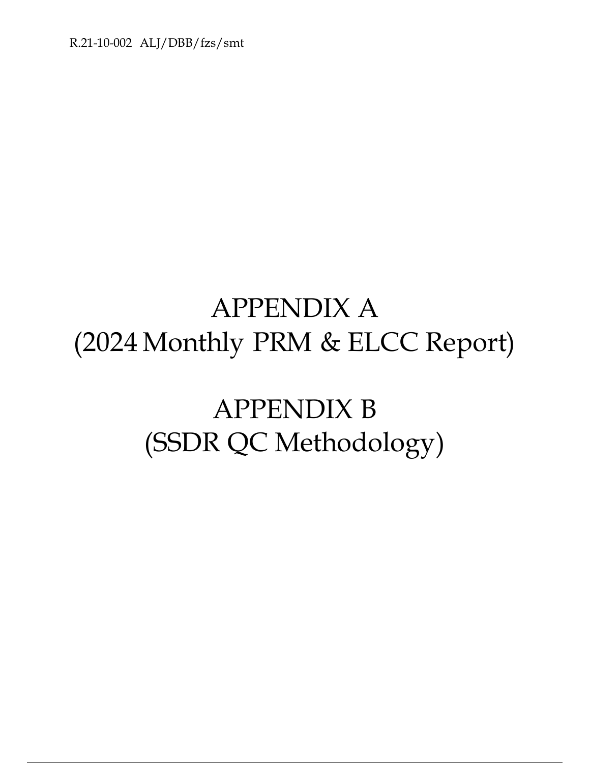# APPENDIX A
# (2024 Monthly PRM & ELCC Report)

# APPENDIX B
# (SSDR QC Methodology)